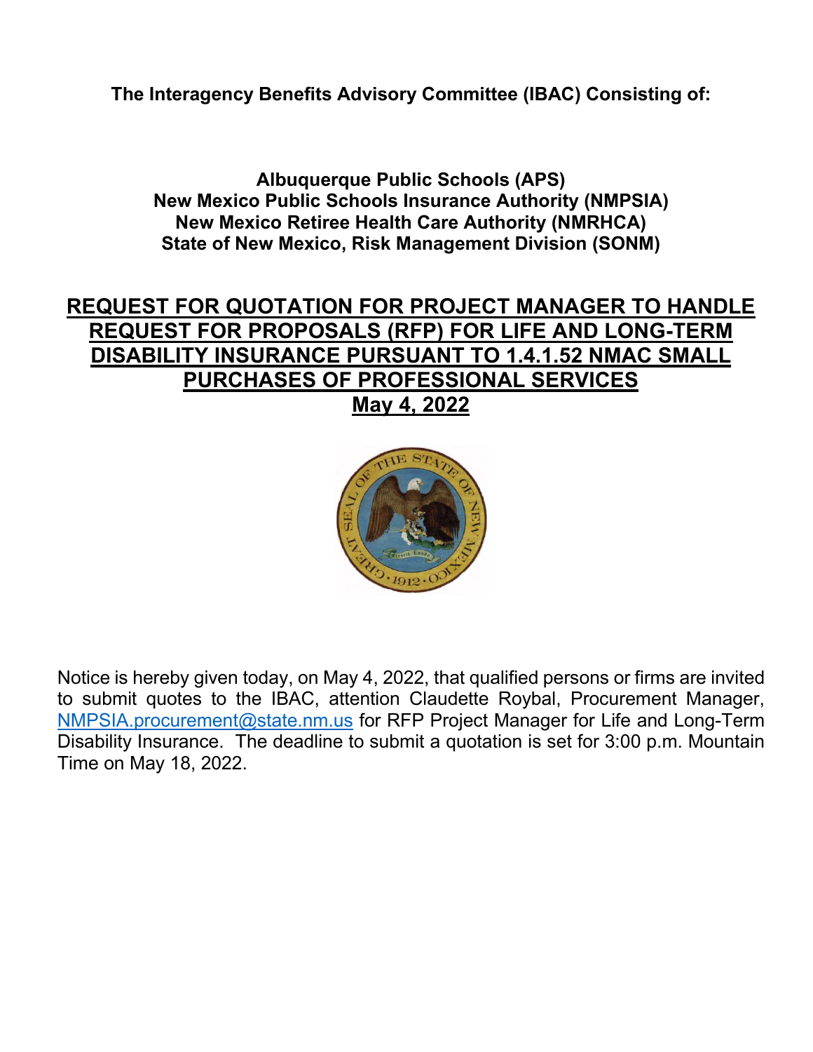**The Interagency Benefits Advisory Committee (IBAC) Consisting of:**

**Albuquerque Public Schools (APS)**
**New Mexico Public Schools Insurance Authority (NMPSIA)**
**New Mexico Retiree Health Care Authority (NMRHCA)**
**State of New Mexico, Risk Management Division (SONM)**

# REQUEST FOR QUOTATION FOR PROJECT MANAGER TO HANDLE REQUEST FOR PROPOSALS (RFP) FOR LIFE AND LONG-TERM DISABILITY INSURANCE PURSUANT TO 1.4.1.52 NMAC SMALL PURCHASES OF PROFESSIONAL SERVICES

**May 4, 2022**

Notice is hereby given today, on May 4, 2022, that qualified persons or firms are invited to submit quotes to the IBAC, attention Claudette Roybal, Procurement Manager, NMPSIA.procurement@state.nm.us for RFP Project Manager for Life and Long-Term Disability Insurance. The deadline to submit a quotation is set for 3:00 p.m. Mountain Time on May 18, 2022.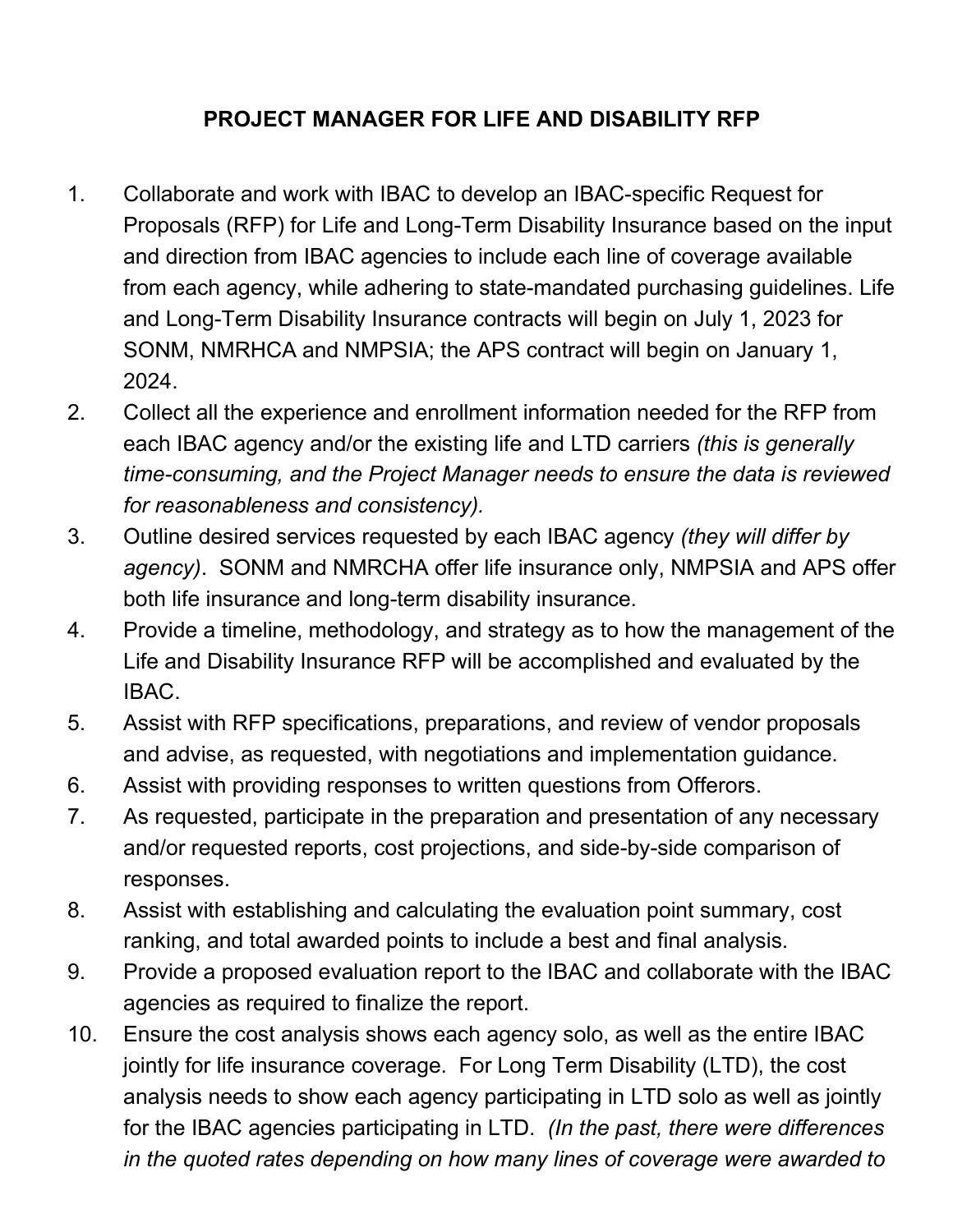**PROJECT MANAGER FOR LIFE AND DISABILITY RFP**

1. Collaborate and work with IBAC to develop an IBAC-specific Request for Proposals (RFP) for Life and Long-Term Disability Insurance based on the input and direction from IBAC agencies to include each line of coverage available from each agency, while adhering to state-mandated purchasing guidelines. Life and Long-Term Disability Insurance contracts will begin on July 1, 2023 for SONM, NMRHCA and NMPSIA; the APS contract will begin on January 1, 2024.
2. Collect all the experience and enrollment information needed for the RFP from each IBAC agency and/or the existing life and LTD carriers *(this is generally time-consuming, and the Project Manager needs to ensure the data is reviewed for reasonableness and consistency).*
3. Outline desired services requested by each IBAC agency *(they will differ by agency)*. SONM and NMRCHA offer life insurance only, NMPSIA and APS offer both life insurance and long-term disability insurance.
4. Provide a timeline, methodology, and strategy as to how the management of the Life and Disability Insurance RFP will be accomplished and evaluated by the IBAC.
5. Assist with RFP specifications, preparations, and review of vendor proposals and advise, as requested, with negotiations and implementation guidance.
6. Assist with providing responses to written questions from Offerors.
7. As requested, participate in the preparation and presentation of any necessary and/or requested reports, cost projections, and side-by-side comparison of responses.
8. Assist with establishing and calculating the evaluation point summary, cost ranking, and total awarded points to include a best and final analysis.
9. Provide a proposed evaluation report to the IBAC and collaborate with the IBAC agencies as required to finalize the report.
10. Ensure the cost analysis shows each agency solo, as well as the entire IBAC jointly for life insurance coverage. For Long Term Disability (LTD), the cost analysis needs to show each agency participating in LTD solo as well as jointly for the IBAC agencies participating in LTD. *(In the past, there were differences in the quoted rates depending on how many lines of coverage were awarded to*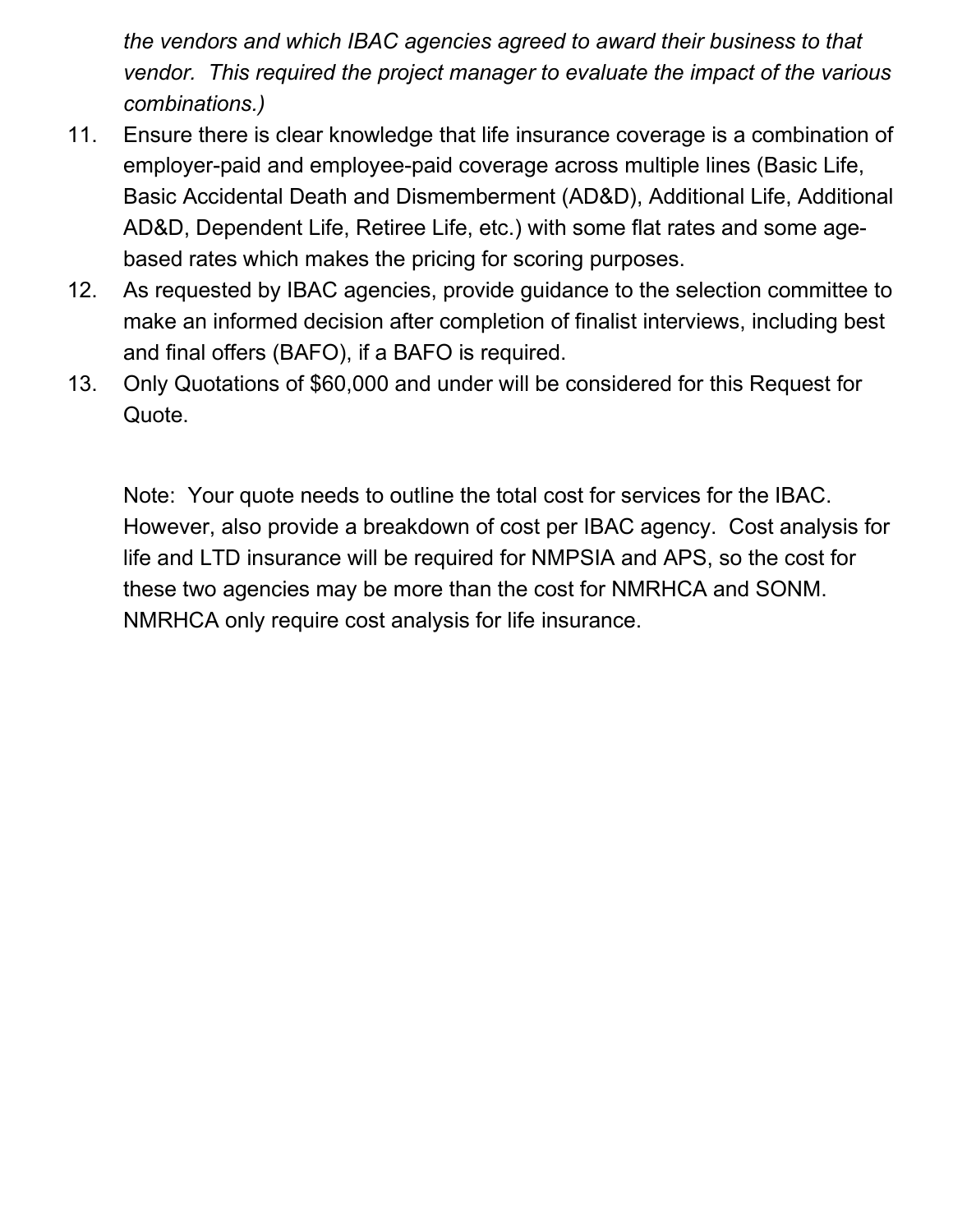*the vendors and which IBAC agencies agreed to award their business to that vendor. This required the project manager to evaluate the impact of the various combinations.)*

11. Ensure there is clear knowledge that life insurance coverage is a combination of employer-paid and employee-paid coverage across multiple lines (Basic Life, Basic Accidental Death and Dismemberment (AD&D), Additional Life, Additional AD&D, Dependent Life, Retiree Life, etc.) with some flat rates and some age-based rates which makes the pricing for scoring purposes.
12. As requested by IBAC agencies, provide guidance to the selection committee to make an informed decision after completion of finalist interviews, including best and final offers (BAFO), if a BAFO is required.
13. Only Quotations of $60,000 and under will be considered for this Request for Quote.

Note: Your quote needs to outline the total cost for services for the IBAC. However, also provide a breakdown of cost per IBAC agency. Cost analysis for life and LTD insurance will be required for NMPSIA and APS, so the cost for these two agencies may be more than the cost for NMRHCA and SONM. NMRHCA only require cost analysis for life insurance.